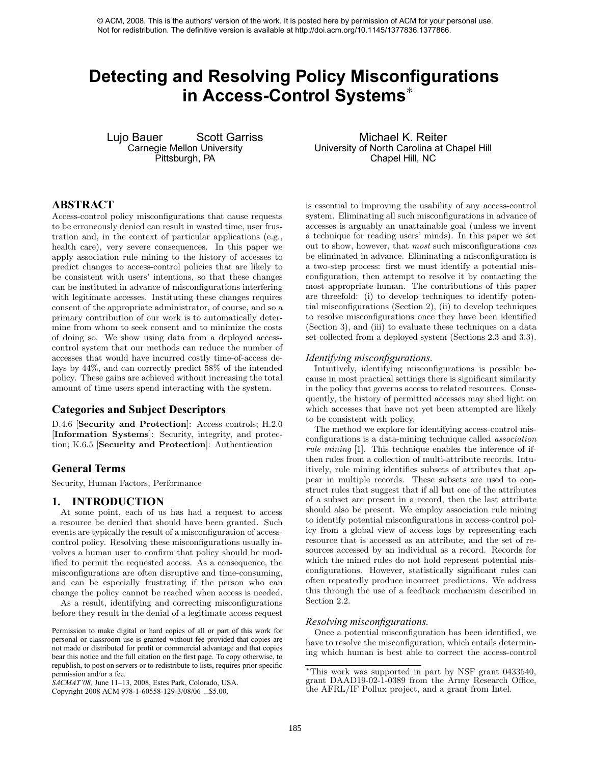© ACM, 2008. This is the authors' version of the work. It is posted here by permission of ACM for your personal use. Not for redistribution. The definitive version is available at http://doi.acm.org/10.1145/1377836.1377866.

# Detecting and Resolving Policy Misconfigurations in Access-Control Systems*

Lujo Bauer, Scott Garriss
Carnegie Mellon University
Pittsburgh, PA

Michael K. Reiter
University of North Carolina at Chapel Hill
Chapel Hill, NC

## ABSTRACT

Access-control policy misconfigurations that cause requests to be erroneously denied can result in wasted time, user frustration and, in the context of particular applications (e.g., health care), very severe consequences. In this paper we apply association rule mining to the history of accesses to predict changes to access-control policies that are likely to be consistent with users' intentions, so that these changes can be instituted in advance of misconfigurations interfering with legitimate accesses. Instituting these changes requires consent of the appropriate administrator, of course, and so a primary contribution of our work is to automatically determine from whom to seek consent and to minimize the costs of doing so. We show using data from a deployed access-control system that our methods can reduce the number of accesses that would have incurred costly time-of-access delays by 44%, and can correctly predict 58% of the intended policy. These gains are achieved without increasing the total amount of time users spend interacting with the system.

### Categories and Subject Descriptors

D.4.6 [**Security and Protection**]: Access controls; H.2.0 [**Information Systems**]: Security, integrity, and protection; K.6.5 [**Security and Protection**]: Authentication

### General Terms

Security, Human Factors, Performance

## 1. INTRODUCTION

At some point, each of us has had a request to access a resource be denied that should have been granted. Such events are typically the result of a misconfiguration of access-control policy. Resolving these misconfigurations usually involves a human user to confirm that policy should be modified to permit the requested access. As a consequence, the misconfigurations are often disruptive and time-consuming, and can be especially frustrating if the person who can change the policy cannot be reached when access is needed.

As a result, identifying and correcting misconfigurations before they result in the denial of a legitimate access request is essential to improving the usability of any access-control system. Eliminating all such misconfigurations in advance of accesses is arguably an unattainable goal (unless we invent a technique for reading users' minds). In this paper we set out to show, however, that *most* such misconfigurations *can* be eliminated in advance. Eliminating a misconfiguration is a two-step process: first we must identify a potential misconfiguration, then attempt to resolve it by contacting the most appropriate human. The contributions of this paper are threefold: (i) to develop techniques to identify potential misconfigurations (Section 2), (ii) to develop techniques to resolve misconfigurations once they have been identified (Section 3), and (iii) to evaluate these techniques on a data set collected from a deployed system (Sections 2.3 and 3.3).

### *Identifying misconfigurations.*

Intuitively, identifying misconfigurations is possible because in most practical settings there is significant similarity in the policy that governs access to related resources. Consequently, the history of permitted accesses may shed light on which accesses that have not yet been attempted are likely to be consistent with policy.

The method we explore for identifying access-control misconfigurations is a data-mining technique called *association rule mining* [1]. This technique enables the inference of if-then rules from a collection of multi-attribute records. Intuitively, rule mining identifies subsets of attributes that appear in multiple records. These subsets are used to construct rules that suggest that if all but one of the attributes of a subset are present in a record, then the last attribute should also be present. We employ association rule mining to identify potential misconfigurations in access-control policy from a global view of access logs by representing each resource that is accessed as an attribute, and the set of resources accessed by an individual as a record. Records for which the mined rules do not hold represent potential misconfigurations. However, statistically significant rules can often repeatedly produce incorrect predictions. We address this through the use of a feedback mechanism described in Section 2.2.

### *Resolving misconfigurations.*

Once a potential misconfiguration has been identified, we have to resolve the misconfiguration, which entails determining which human is best able to correct the access-control

Permission to make digital or hard copies of all or part of this work for personal or classroom use is granted without fee provided that copies are not made or distributed for profit or commercial advantage and that copies bear this notice and the full citation on the first page. To copy otherwise, to republish, to post on servers or to redistribute to lists, requires prior specific permission and/or a fee.
*SACMAT'08,* June 11–13, 2008, Estes Park, Colorado, USA.
Copyright 2008 ACM 978-1-60558-129-3/08/06 ...$5.00.

*This work was supported in part by NSF grant 0433540, grant DAAD19-02-1-0389 from the Army Research Office, the AFRL/IF Pollux project, and a grant from Intel.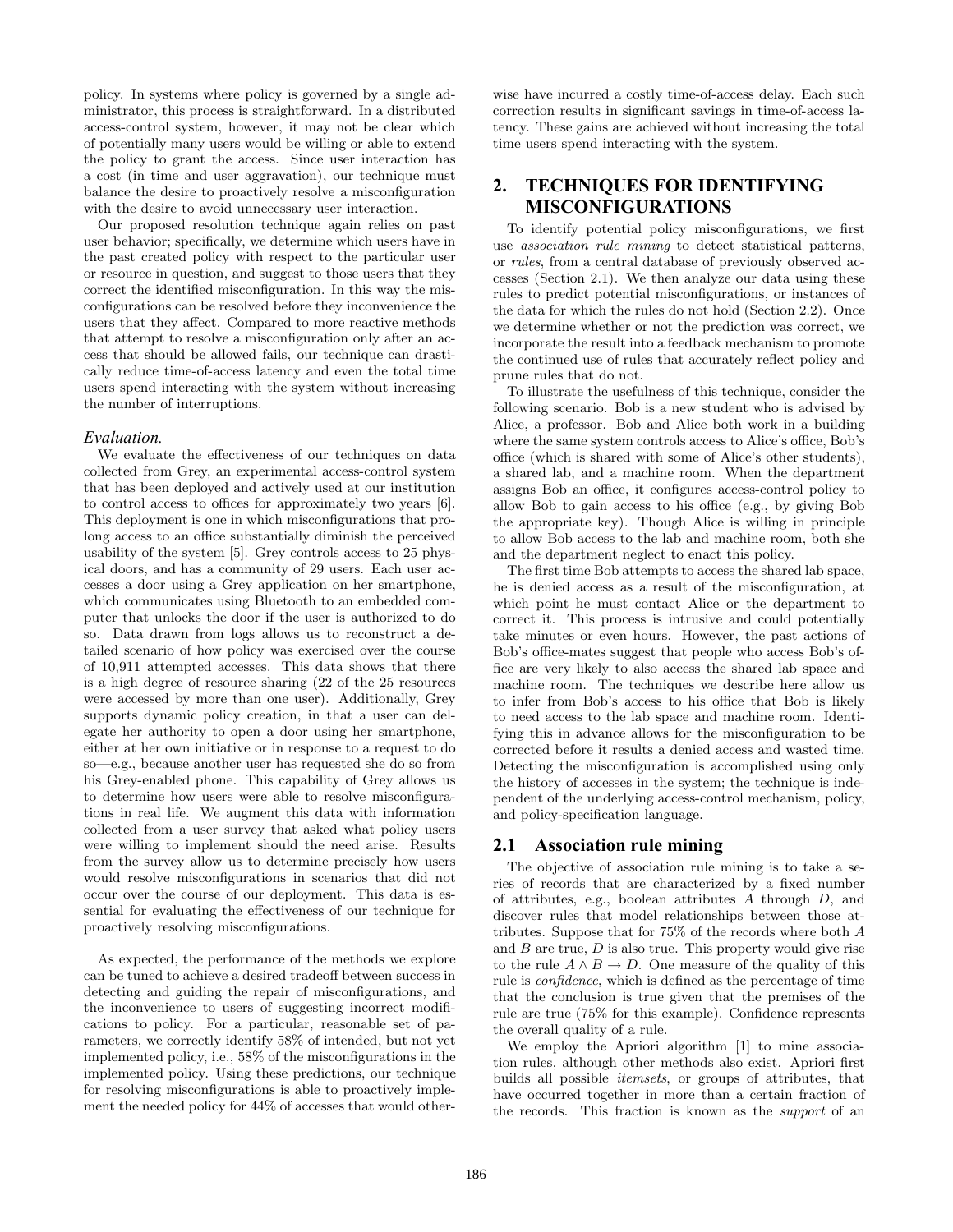policy. In systems where policy is governed by a single administrator, this process is straightforward. In a distributed access-control system, however, it may not be clear which of potentially many users would be willing or able to extend the policy to grant the access. Since user interaction has a cost (in time and user aggravation), our technique must balance the desire to proactively resolve a misconfiguration with the desire to avoid unnecessary user interaction.

Our proposed resolution technique again relies on past user behavior; specifically, we determine which users have in the past created policy with respect to the particular user or resource in question, and suggest to those users that they correct the identified misconfiguration. In this way the misconfigurations can be resolved before they inconvenience the users that they affect. Compared to more reactive methods that attempt to resolve a misconfiguration only after an access that should be allowed fails, our technique can drastically reduce time-of-access latency and even the total time users spend interacting with the system without increasing the number of interruptions.

*Evaluation.*

We evaluate the effectiveness of our techniques on data collected from Grey, an experimental access-control system that has been deployed and actively used at our institution to control access to offices for approximately two years [6]. This deployment is one in which misconfigurations that prolong access to an office substantially diminish the perceived usability of the system [5]. Grey controls access to 25 physical doors, and has a community of 29 users. Each user accesses a door using a Grey application on her smartphone, which communicates using Bluetooth to an embedded computer that unlocks the door if the user is authorized to do so. Data drawn from logs allows us to reconstruct a detailed scenario of how policy was exercised over the course of 10,911 attempted accesses. This data shows that there is a high degree of resource sharing (22 of the 25 resources were accessed by more than one user). Additionally, Grey supports dynamic policy creation, in that a user can delegate her authority to open a door using her smartphone, either at her own initiative or in response to a request to do so—e.g., because another user has requested she do so from his Grey-enabled phone. This capability of Grey allows us to determine how users were able to resolve misconfigurations in real life. We augment this data with information collected from a user survey that asked what policy users were willing to implement should the need arise. Results from the survey allow us to determine precisely how users would resolve misconfigurations in scenarios that did not occur over the course of our deployment. This data is essential for evaluating the effectiveness of our technique for proactively resolving misconfigurations.

As expected, the performance of the methods we explore can be tuned to achieve a desired tradeoff between success in detecting and guiding the repair of misconfigurations, and the inconvenience to users of suggesting incorrect modifications to policy. For a particular, reasonable set of parameters, we correctly identify 58% of intended, but not yet implemented policy, i.e., 58% of the misconfigurations in the implemented policy. Using these predictions, our technique for resolving misconfigurations is able to proactively implement the needed policy for 44% of accesses that would otherwise have incurred a costly time-of-access delay. Each such correction results in significant savings in time-of-access latency. These gains are achieved without increasing the total time users spend interacting with the system.

## 2. TECHNIQUES FOR IDENTIFYING MISCONFIGURATIONS

To identify potential policy misconfigurations, we first use *association rule mining* to detect statistical patterns, or *rules*, from a central database of previously observed accesses (Section 2.1). We then analyze our data using these rules to predict potential misconfigurations, or instances of the data for which the rules do not hold (Section 2.2). Once we determine whether or not the prediction was correct, we incorporate the result into a feedback mechanism to promote the continued use of rules that accurately reflect policy and prune rules that do not.

To illustrate the usefulness of this technique, consider the following scenario. Bob is a new student who is advised by Alice, a professor. Bob and Alice both work in a building where the same system controls access to Alice's office, Bob's office (which is shared with some of Alice's other students), a shared lab, and a machine room. When the department assigns Bob an office, it configures access-control policy to allow Bob to gain access to his office (e.g., by giving Bob the appropriate key). Though Alice is willing in principle to allow Bob access to the lab and machine room, both she and the department neglect to enact this policy.

The first time Bob attempts to access the shared lab space, he is denied access as a result of the misconfiguration, at which point he must contact Alice or the department to correct it. This process is intrusive and could potentially take minutes or even hours. However, the past actions of Bob's office-mates suggest that people who access Bob's office are very likely to also access the shared lab space and machine room. The techniques we describe here allow us to infer from Bob's access to his office that Bob is likely to need access to the lab space and machine room. Identifying this in advance allows for the misconfiguration to be corrected before it results a denied access and wasted time. Detecting the misconfiguration is accomplished using only the history of accesses in the system; the technique is independent of the underlying access-control mechanism, policy, and policy-specification language.

### 2.1 Association rule mining

The objective of association rule mining is to take a series of records that are characterized by a fixed number of attributes, e.g., boolean attributes $A$ through $D$, and discover rules that model relationships between those attributes. Suppose that for 75% of the records where both $A$ and $B$ are true, $D$ is also true. This property would give rise to the rule $A \wedge B \rightarrow D$. One measure of the quality of this rule is *confidence*, which is defined as the percentage of time that the conclusion is true given that the premises of the rule are true (75% for this example). Confidence represents the overall quality of a rule.

We employ the Apriori algorithm [1] to mine association rules, although other methods also exist. Apriori first builds all possible *itemsets*, or groups of attributes, that have occurred together in more than a certain fraction of the records. This fraction is known as the *support* of an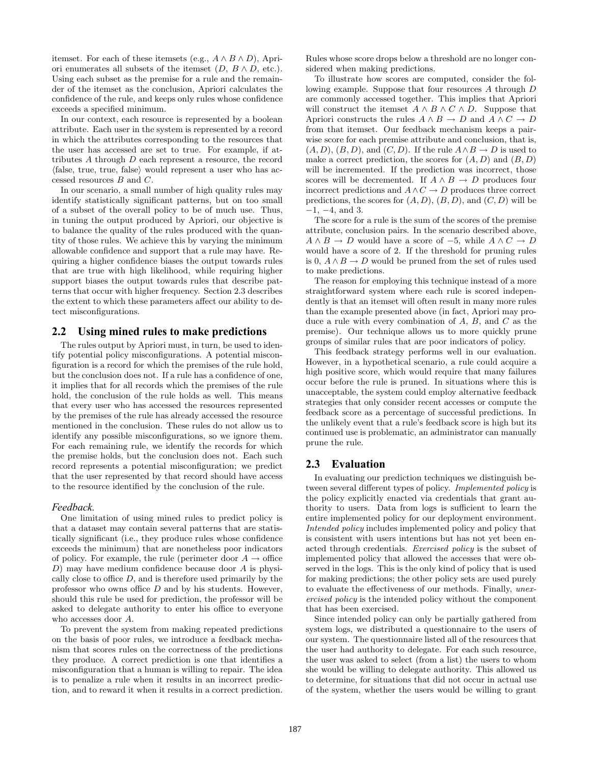itemset. For each of these itemsets (e.g., $A \wedge B \wedge D$), Apriori enumerates all subsets of the itemset ($D$, $B \wedge D$, etc.). Using each subset as the premise for a rule and the remainder of the itemset as the conclusion, Apriori calculates the confidence of the rule, and keeps only rules whose confidence exceeds a specified minimum.

In our context, each resource is represented by a boolean attribute. Each user in the system is represented by a record in which the attributes corresponding to the resources that the user has accessed are set to true. For example, if attributes $A$ through $D$ each represent a resource, the record ⟨false, true, true, false⟩ would represent a user who has accessed resources $B$ and $C$.

In our scenario, a small number of high quality rules may identify statistically significant patterns, but on too small of a subset of the overall policy to be of much use. Thus, in tuning the output produced by Apriori, our objective is to balance the quality of the rules produced with the quantity of those rules. We achieve this by varying the minimum allowable confidence and support that a rule may have. Requiring a higher confidence biases the output towards rules that are true with high likelihood, while requiring higher support biases the output towards rules that describe patterns that occur with higher frequency. Section 2.3 describes the extent to which these parameters affect our ability to detect misconfigurations.

## 2.2 Using mined rules to make predictions

The rules output by Apriori must, in turn, be used to identify potential policy misconfigurations. A potential misconfiguration is a record for which the premises of the rule hold, but the conclusion does not. If a rule has a confidence of one, it implies that for all records which the premises of the rule hold, the conclusion of the rule holds as well. This means that every user who has accessed the resources represented by the premises of the rule has already accessed the resource mentioned in the conclusion. These rules do not allow us to identify any possible misconfigurations, so we ignore them. For each remaining rule, we identify the records for which the premise holds, but the conclusion does not. Each such record represents a potential misconfiguration; we predict that the user represented by that record should have access to the resource identified by the conclusion of the rule.

### *Feedback.*

One limitation of using mined rules to predict policy is that a dataset may contain several patterns that are statistically significant (i.e., they produce rules whose confidence exceeds the minimum) that are nonetheless poor indicators of policy. For example, the rule (perimeter door $A \rightarrow$ office $D$) may have medium confidence because door $A$ is physically close to office $D$, and is therefore used primarily by the professor who owns office $D$ and by his students. However, should this rule be used for prediction, the professor will be asked to delegate authority to enter his office to everyone who accesses door $A$.

To prevent the system from making repeated predictions on the basis of poor rules, we introduce a feedback mechanism that scores rules on the correctness of the predictions they produce. A correct prediction is one that identifies a misconfiguration that a human is willing to repair. The idea is to penalize a rule when it results in an incorrect prediction, and to reward it when it results in a correct prediction. Rules whose score drops below a threshold are no longer considered when making predictions.

To illustrate how scores are computed, consider the following example. Suppose that four resources $A$ through $D$ are commonly accessed together. This implies that Apriori will construct the itemset $A \wedge B \wedge C \wedge D$. Suppose that Apriori constructs the rules $A \wedge B \rightarrow D$ and $A \wedge C \rightarrow D$ from that itemset. Our feedback mechanism keeps a pairwise score for each premise attribute and conclusion, that is, $(A, D)$, $(B, D)$, and $(C, D)$. If the rule $A \wedge B \rightarrow D$ is used to make a correct prediction, the scores for $(A, D)$ and $(B, D)$ will be incremented. If the prediction was incorrect, those scores will be decremented. If $A \wedge B \rightarrow D$ produces four incorrect predictions and $A \wedge C \rightarrow D$ produces three correct predictions, the scores for $(A, D)$, $(B, D)$, and $(C, D)$ will be $-1$, $-4$, and 3.

The score for a rule is the sum of the scores of the premise attribute, conclusion pairs. In the scenario described above, $A \wedge B \rightarrow D$ would have a score of $-5$, while $A \wedge C \rightarrow D$ would have a score of 2. If the threshold for pruning rules is 0, $A \wedge B \rightarrow D$ would be pruned from the set of rules used to make predictions.

The reason for employing this technique instead of a more straightforward system where each rule is scored independently is that an itemset will often result in many more rules than the example presented above (in fact, Apriori may produce a rule with every combination of $A$, $B$, and $C$ as the premise). Our technique allows us to more quickly prune groups of similar rules that are poor indicators of policy.

This feedback strategy performs well in our evaluation. However, in a hypothetical scenario, a rule could acquire a high positive score, which would require that many failures occur before the rule is pruned. In situations where this is unacceptable, the system could employ alternative feedback strategies that only consider recent accesses or compute the feedback score as a percentage of successful predictions. In the unlikely event that a rule's feedback score is high but its continued use is problematic, an administrator can manually prune the rule.

## 2.3 Evaluation

In evaluating our prediction techniques we distinguish between several different types of policy. *Implemented policy* is the policy explicitly enacted via credentials that grant authority to users. Data from logs is sufficient to learn the entire implemented policy for our deployment environment. *Intended policy* includes implemented policy and policy that is consistent with users intentions but has not yet been enacted through credentials. *Exercised policy* is the subset of implemented policy that allowed the accesses that were observed in the logs. This is the only kind of policy that is used for making predictions; the other policy sets are used purely to evaluate the effectiveness of our methods. Finally, *unexercised policy* is the intended policy without the component that has been exercised.

Since intended policy can only be partially gathered from system logs, we distributed a questionnaire to the users of our system. The questionnaire listed all of the resources that the user had authority to delegate. For each such resource, the user was asked to select (from a list) the users to whom she would be willing to delegate authority. This allowed us to determine, for situations that did not occur in actual use of the system, whether the users would be willing to grant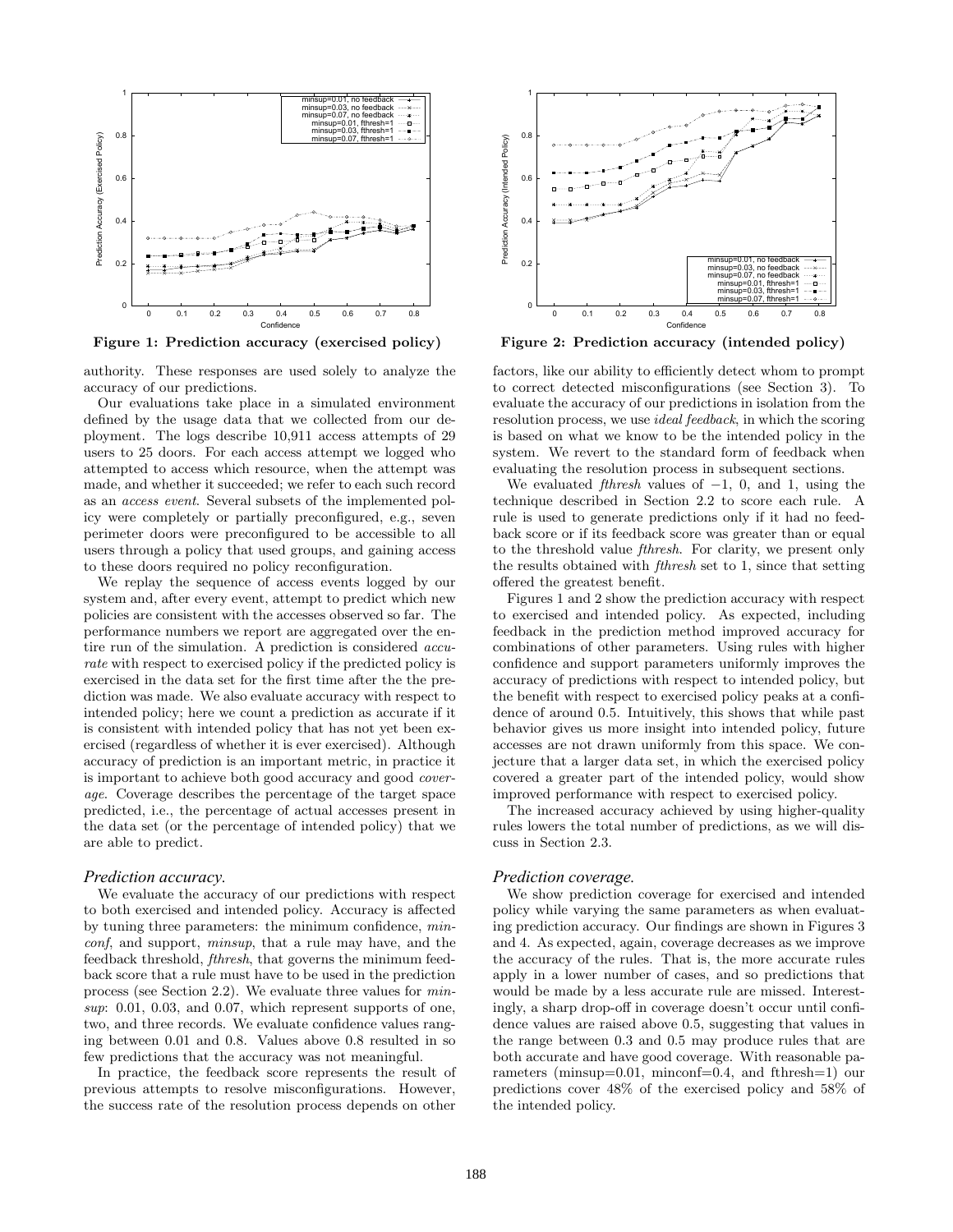Figure 1: Prediction accuracy (exercised policy)

Figure 2: Prediction accuracy (intended policy)

authority. These responses are used solely to analyze the accuracy of our predictions.

Our evaluations take place in a simulated environment defined by the usage data that we collected from our deployment. The logs describe 10,911 access attempts of 29 users to 25 doors. For each access attempt we logged who attempted to access which resource, when the attempt was made, and whether it succeeded; we refer to each such record as an *access event*. Several subsets of the implemented policy were completely or partially preconfigured, e.g., seven perimeter doors were preconfigured to be accessible to all users through a policy that used groups, and gaining access to these doors required no policy reconfiguration.

We replay the sequence of access events logged by our system and, after every event, attempt to predict which new policies are consistent with the accesses observed so far. The performance numbers we report are aggregated over the entire run of the simulation. A prediction is considered *accurate* with respect to exercised policy if the predicted policy is exercised in the data set for the first time after the the prediction was made. We also evaluate accuracy with respect to intended policy; here we count a prediction as accurate if it is consistent with intended policy that has not yet been exercised (regardless of whether it is ever exercised). Although accuracy of prediction is an important metric, in practice it is important to achieve both good accuracy and good *coverage*. Coverage describes the percentage of the target space predicted, i.e., the percentage of actual accesses present in the data set (or the percentage of intended policy) that we are able to predict.

### *Prediction accuracy.*

We evaluate the accuracy of our predictions with respect to both exercised and intended policy. Accuracy is affected by tuning three parameters: the minimum confidence, *minconf*, and support, *minsup*, that a rule may have, and the feedback threshold, *fthresh*, that governs the minimum feedback score that a rule must have to be used in the prediction process (see Section 2.2). We evaluate three values for *minsup*: 0.01, 0.03, and 0.07, which represent supports of one, two, and three records. We evaluate confidence values ranging between 0.01 and 0.8. Values above 0.8 resulted in so few predictions that the accuracy was not meaningful.

In practice, the feedback score represents the result of previous attempts to resolve misconfigurations. However, the success rate of the resolution process depends on other factors, like our ability to efficiently detect whom to prompt to correct detected misconfigurations (see Section 3). To evaluate the accuracy of our predictions in isolation from the resolution process, we use *ideal feedback*, in which the scoring is based on what we know to be the intended policy in the system. We revert to the standard form of feedback when evaluating the resolution process in subsequent sections.

We evaluated *fthresh* values of $-1$, 0, and 1, using the technique described in Section 2.2 to score each rule. A rule is used to generate predictions only if it had no feedback score or if its feedback score was greater than or equal to the threshold value *fthresh*. For clarity, we present only the results obtained with *fthresh* set to 1, since that setting offered the greatest benefit.

Figures 1 and 2 show the prediction accuracy with respect to exercised and intended policy. As expected, including feedback in the prediction method improved accuracy for combinations of other parameters. Using rules with higher confidence and support parameters uniformly improves the accuracy of predictions with respect to intended policy, but the benefit with respect to exercised policy peaks at a confidence of around 0.5. Intuitively, this shows that while past behavior gives us more insight into intended policy, future accesses are not drawn uniformly from this space. We conjecture that a larger data set, in which the exercised policy covered a greater part of the intended policy, would show improved performance with respect to exercised policy.

The increased accuracy achieved by using higher-quality rules lowers the total number of predictions, as we will discuss in Section 2.3.

### *Prediction coverage.*

We show prediction coverage for exercised and intended policy while varying the same parameters as when evaluating prediction accuracy. Our findings are shown in Figures 3 and 4. As expected, again, coverage decreases as we improve the accuracy of the rules. That is, the more accurate rules apply in a lower number of cases, and so predictions that would be made by a less accurate rule are missed. Interestingly, a sharp drop-off in coverage doesn't occur until confidence values are raised above 0.5, suggesting that values in the range between 0.3 and 0.5 may produce rules that are both accurate and have good coverage. With reasonable parameters (minsup=0.01, minconf=0.4, and fthresh=1) our predictions cover 48% of the exercised policy and 58% of the intended policy.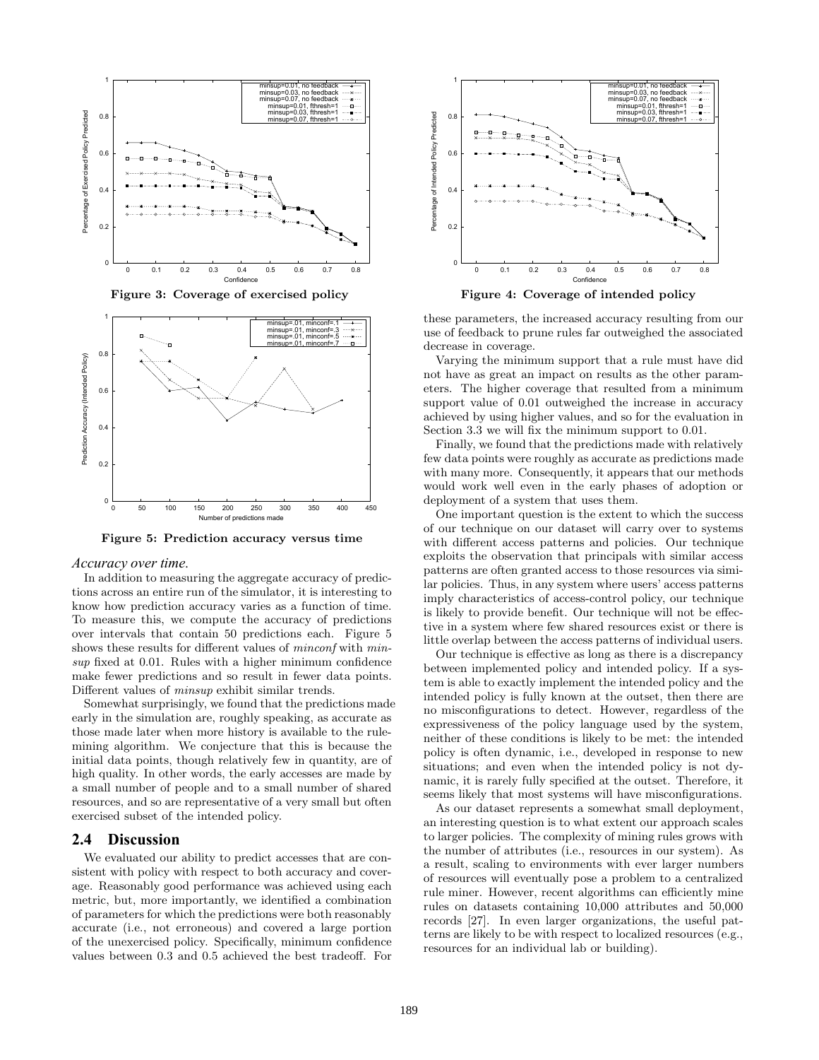Figure 3: Coverage of exercised policy

Figure 4: Coverage of intended policy

Figure 5: Prediction accuracy versus time

*Accuracy over time.*

In addition to measuring the aggregate accuracy of predictions across an entire run of the simulator, it is interesting to know how prediction accuracy varies as a function of time. To measure this, we compute the accuracy of predictions over intervals that contain 50 predictions each. Figure 5 shows these results for different values of *minconf* with *minsup* fixed at 0.01. Rules with a higher minimum confidence make fewer predictions and so result in fewer data points. Different values of *minsup* exhibit similar trends.

Somewhat surprisingly, we found that the predictions made early in the simulation are, roughly speaking, as accurate as those made later when more history is available to the rule-mining algorithm. We conjecture that this is because the initial data points, though relatively few in quantity, are of high quality. In other words, the early accesses are made by a small number of people and to a small number of shared resources, and so are representative of a very small but often exercised subset of the intended policy.

## 2.4 Discussion

We evaluated our ability to predict accesses that are consistent with policy with respect to both accuracy and coverage. Reasonably good performance was achieved using each metric, but, more importantly, we identified a combination of parameters for which the predictions were both reasonably accurate (i.e., not erroneous) and covered a large portion of the unexercised policy. Specifically, minimum confidence values between 0.3 and 0.5 achieved the best tradeoff. For these parameters, the increased accuracy resulting from our use of feedback to prune rules far outweighed the associated decrease in coverage.

Varying the minimum support that a rule must have did not have as great an impact on results as the other parameters. The higher coverage that resulted from a minimum support value of 0.01 outweighed the increase in accuracy achieved by using higher values, and so for the evaluation in Section 3.3 we will fix the minimum support to 0.01.

Finally, we found that the predictions made with relatively few data points were roughly as accurate as predictions made with many more. Consequently, it appears that our methods would work well even in the early phases of adoption or deployment of a system that uses them.

One important question is the extent to which the success of our technique on our dataset will carry over to systems with different access patterns and policies. Our technique exploits the observation that principals with similar access patterns are often granted access to those resources via similar policies. Thus, in any system where users' access patterns imply characteristics of access-control policy, our technique is likely to provide benefit. Our technique will not be effective in a system where few shared resources exist or there is little overlap between the access patterns of individual users.

Our technique is effective as long as there is a discrepancy between implemented policy and intended policy. If a system is able to exactly implement the intended policy and the intended policy is fully known at the outset, then there are no misconfigurations to detect. However, regardless of the expressiveness of the policy language used by the system, neither of these conditions is likely to be met: the intended policy is often dynamic, i.e., developed in response to new situations; and even when the intended policy is not dynamic, it is rarely fully specified at the outset. Therefore, it seems likely that most systems will have misconfigurations.

As our dataset represents a somewhat small deployment, an interesting question is to what extent our approach scales to larger policies. The complexity of mining rules grows with the number of attributes (i.e., resources in our system). As a result, scaling to environments with ever larger numbers of resources will eventually pose a problem to a centralized rule miner. However, recent algorithms can efficiently mine rules on datasets containing 10,000 attributes and 50,000 records [27]. In even larger organizations, the useful patterns are likely to be with respect to localized resources (e.g., resources for an individual lab or building).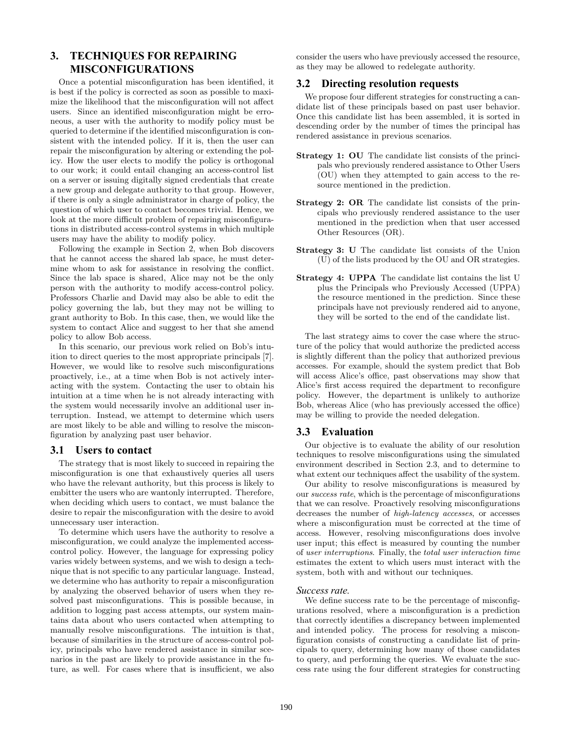## 3. TECHNIQUES FOR REPAIRING MISCONFIGURATIONS

Once a potential misconfiguration has been identified, it is best if the policy is corrected as soon as possible to maximize the likelihood that the misconfiguration will not affect users. Since an identified misconfiguration might be erroneous, a user with the authority to modify policy must be queried to determine if the identified misconfiguration is consistent with the intended policy. If it is, then the user can repair the misconfiguration by altering or extending the policy. How the user elects to modify the policy is orthogonal to our work; it could entail changing an access-control list on a server or issuing digitally signed credentials that create a new group and delegate authority to that group. However, if there is only a single administrator in charge of policy, the question of which user to contact becomes trivial. Hence, we look at the more difficult problem of repairing misconfigurations in distributed access-control systems in which multiple users may have the ability to modify policy.

Following the example in Section 2, when Bob discovers that he cannot access the shared lab space, he must determine whom to ask for assistance in resolving the conflict. Since the lab space is shared, Alice may not be the only person with the authority to modify access-control policy. Professors Charlie and David may also be able to edit the policy governing the lab, but they may not be willing to grant authority to Bob. In this case, then, we would like the system to contact Alice and suggest to her that she amend policy to allow Bob access.

In this scenario, our previous work relied on Bob's intuition to direct queries to the most appropriate principals [7]. However, we would like to resolve such misconfigurations proactively, i.e., at a time when Bob is not actively interacting with the system. Contacting the user to obtain his intuition at a time when he is not already interacting with the system would necessarily involve an additional user interruption. Instead, we attempt to determine which users are most likely to be able and willing to resolve the misconfiguration by analyzing past user behavior.

### 3.1 Users to contact

The strategy that is most likely to succeed in repairing the misconfiguration is one that exhaustively queries all users who have the relevant authority, but this process is likely to embitter the users who are wantonly interrupted. Therefore, when deciding which users to contact, we must balance the desire to repair the misconfiguration with the desire to avoid unnecessary user interaction.

To determine which users have the authority to resolve a misconfiguration, we could analyze the implemented access-control policy. However, the language for expressing policy varies widely between systems, and we wish to design a technique that is not specific to any particular language. Instead, we determine who has authority to repair a misconfiguration by analyzing the observed behavior of users when they resolved past misconfigurations. This is possible because, in addition to logging past access attempts, our system maintains data about who users contacted when attempting to manually resolve misconfigurations. The intuition is that, because of similarities in the structure of access-control policy, principals who have rendered assistance in similar scenarios in the past are likely to provide assistance in the future, as well. For cases where that is insufficient, we also consider the users who have previously accessed the resource, as they may be allowed to redelegate authority.

### 3.2 Directing resolution requests

We propose four different strategies for constructing a candidate list of these principals based on past user behavior. Once this candidate list has been assembled, it is sorted in descending order by the number of times the principal has rendered assistance in previous scenarios.

- **Strategy 1: OU** The candidate list consists of the principals who previously rendered assistance to Other Users (OU) when they attempted to gain access to the resource mentioned in the prediction.
- **Strategy 2: OR** The candidate list consists of the principals who previously rendered assistance to the user mentioned in the prediction when that user accessed Other Resources (OR).
- **Strategy 3: U** The candidate list consists of the Union (U) of the lists produced by the OU and OR strategies.
- **Strategy 4: UPPA** The candidate list contains the list U plus the Principals who Previously Accessed (UPPA) the resource mentioned in the prediction. Since these principals have not previously rendered aid to anyone, they will be sorted to the end of the candidate list.

The last strategy aims to cover the case where the structure of the policy that would authorize the predicted access is slightly different than the policy that authorized previous accesses. For example, should the system predict that Bob will access Alice's office, past observations may show that Alice's first access required the department to reconfigure policy. However, the department is unlikely to authorize Bob, whereas Alice (who has previously accessed the office) may be willing to provide the needed delegation.

### 3.3 Evaluation

Our objective is to evaluate the ability of our resolution techniques to resolve misconfigurations using the simulated environment described in Section 2.3, and to determine to what extent our techniques affect the usability of the system.

Our ability to resolve misconfigurations is measured by our *success rate*, which is the percentage of misconfigurations that we can resolve. Proactively resolving misconfigurations decreases the number of *high-latency accesses*, or accesses where a misconfiguration must be corrected at the time of access. However, resolving misconfigurations does involve user input; this effect is measured by counting the number of *user interruptions*. Finally, the *total user interaction time* estimates the extent to which users must interact with the system, both with and without our techniques.

#### *Success rate.*

We define success rate to be the percentage of misconfigurations resolved, where a misconfiguration is a prediction that correctly identifies a discrepancy between implemented and intended policy. The process for resolving a misconfiguration consists of constructing a candidate list of principals to query, determining how many of those candidates to query, and performing the queries. We evaluate the success rate using the four different strategies for constructing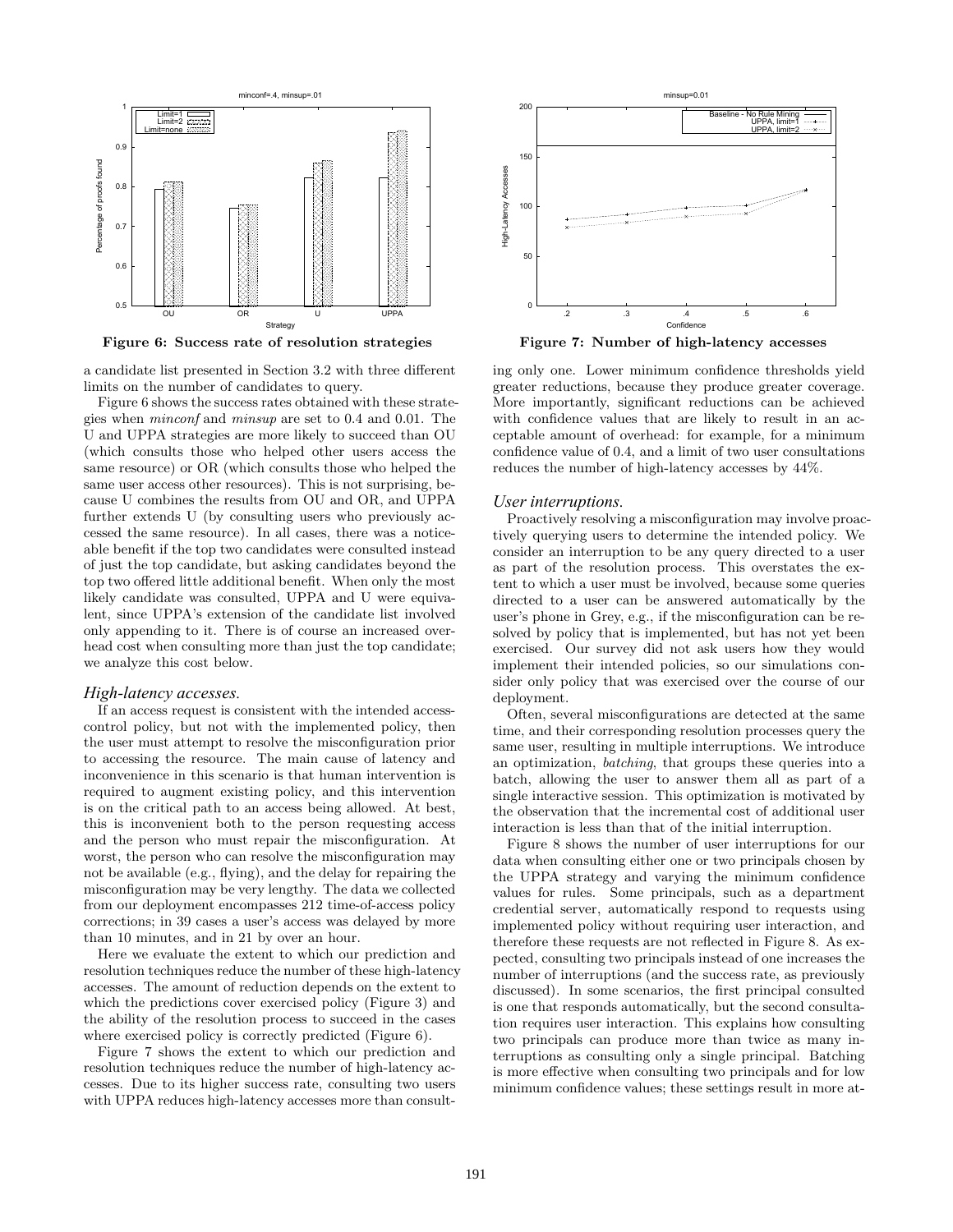minconf=.4, minsup=.01

Percentage of proofs found

Limit=1
Limit=2
Limit=none

1
0.9
0.8
0.7
0.6
0.5

OU OR U UPPA

Strategy

**Figure 6: Success rate of resolution strategies**

minsup=0.01

High-Latency Accesses

Baseline - No Rule Mining
UPPA, limit=1
UPPA, limit=2

200
150
100
50
0

.2 .3 .4 .5 .6

Confidence

**Figure 7: Number of high-latency accesses**

a candidate list presented in Section 3.2 with three different limits on the number of candidates to query.

Figure 6 shows the success rates obtained with these strategies when *minconf* and *minsup* are set to 0.4 and 0.01. The U and UPPA strategies are more likely to succeed than OU (which consults those who helped other users access the same resource) or OR (which consults those who helped the same user access other resources). This is not surprising, because U combines the results from OU and OR, and UPPA further extends U (by consulting users who previously accessed the same resource). In all cases, there was a noticeable benefit if the top two candidates were consulted instead of just the top candidate, but asking candidates beyond the top two offered little additional benefit. When only the most likely candidate was consulted, UPPA and U were equivalent, since UPPA's extension of the candidate list involved only appending to it. There is of course an increased overhead cost when consulting more than just the top candidate; we analyze this cost below.

### High-latency accesses.

If an access request is consistent with the intended access-control policy, but not with the implemented policy, then the user must attempt to resolve the misconfiguration prior to accessing the resource. The main cause of latency and inconvenience in this scenario is that human intervention is required to augment existing policy, and this intervention is on the critical path to an access being allowed. At best, this is inconvenient both to the person requesting access and the person who must repair the misconfiguration. At worst, the person who can resolve the misconfiguration may not be available (e.g., flying), and the delay for repairing the misconfiguration may be very lengthy. The data we collected from our deployment encompasses 212 time-of-access policy corrections; in 39 cases a user's access was delayed by more than 10 minutes, and in 21 by over an hour.

Here we evaluate the extent to which our prediction and resolution techniques reduce the number of these high-latency accesses. The amount of reduction depends on the extent to which the predictions cover exercised policy (Figure 3) and the ability of the resolution process to succeed in the cases where exercised policy is correctly predicted (Figure 6).

Figure 7 shows the extent to which our prediction and resolution techniques reduce the number of high-latency accesses. Due to its higher success rate, consulting two users with UPPA reduces high-latency accesses more than consulting only one. Lower minimum confidence thresholds yield greater reductions, because they produce greater coverage. More importantly, significant reductions can be achieved with confidence values that are likely to result in an acceptable amount of overhead: for example, for a minimum confidence value of 0.4, and a limit of two user consultations reduces the number of high-latency accesses by 44%.

### User interruptions.

Proactively resolving a misconfiguration may involve proactively querying users to determine the intended policy. We consider an interruption to be any query directed to a user as part of the resolution process. This overstates the extent to which a user must be involved, because some queries directed to a user can be answered automatically by the user's phone in Grey, e.g., if the misconfiguration can be resolved by policy that is implemented, but has not yet been exercised. Our survey did not ask users how they would implement their intended policies, so our simulations consider only policy that was exercised over the course of our deployment.

Often, several misconfigurations are detected at the same time, and their corresponding resolution processes query the same user, resulting in multiple interruptions. We introduce an optimization, *batching*, that groups these queries into a batch, allowing the user to answer them all as part of a single interactive session. This optimization is motivated by the observation that the incremental cost of additional user interaction is less than that of the initial interruption.

Figure 8 shows the number of user interruptions for our data when consulting either one or two principals chosen by the UPPA strategy and varying the minimum confidence values for rules. Some principals, such as a department credential server, automatically respond to requests using implemented policy without requiring user interaction, and therefore these requests are not reflected in Figure 8. As expected, consulting two principals instead of one increases the number of interruptions (and the success rate, as previously discussed). In some scenarios, the first principal consulted is one that responds automatically, but the second consultation requires user interaction. This explains how consulting two principals can produce more than twice as many interruptions as consulting only a single principal. Batching is more effective when consulting two principals and for low minimum confidence values; these settings result in more at-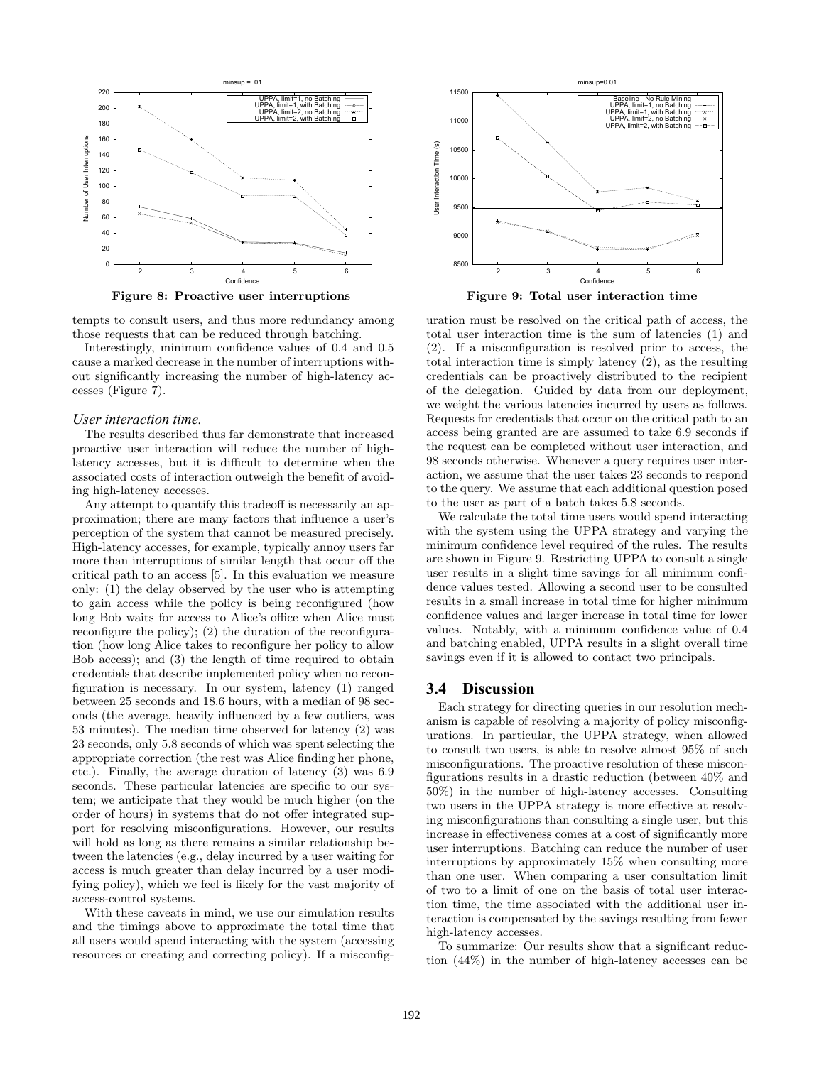Figure 8: Proactive user interruptions

Figure 9: Total user interaction time

tempts to consult users, and thus more redundancy among those requests that can be reduced through batching.

Interestingly, minimum confidence values of 0.4 and 0.5 cause a marked decrease in the number of interruptions without significantly increasing the number of high-latency accesses (Figure 7).

### *User interaction time.*

The results described thus far demonstrate that increased proactive user interaction will reduce the number of high-latency accesses, but it is difficult to determine when the associated costs of interaction outweigh the benefit of avoiding high-latency accesses.

Any attempt to quantify this tradeoff is necessarily an approximation; there are many factors that influence a user's perception of the system that cannot be measured precisely. High-latency accesses, for example, typically annoy users far more than interruptions of similar length that occur off the critical path to an access [5]. In this evaluation we measure only: (1) the delay observed by the user who is attempting to gain access while the policy is being reconfigured (how long Bob waits for access to Alice's office when Alice must reconfigure the policy); (2) the duration of the reconfiguration (how long Alice takes to reconfigure her policy to allow Bob access); and (3) the length of time required to obtain credentials that describe implemented policy when no reconfiguration is necessary. In our system, latency (1) ranged between 25 seconds and 18.6 hours, with a median of 98 seconds (the average, heavily influenced by a few outliers, was 53 minutes). The median time observed for latency (2) was 23 seconds, only 5.8 seconds of which was spent selecting the appropriate correction (the rest was Alice finding her phone, etc.). Finally, the average duration of latency (3) was 6.9 seconds. These particular latencies are specific to our system; we anticipate that they would be much higher (on the order of hours) in systems that do not offer integrated support for resolving misconfigurations. However, our results will hold as long as there remains a similar relationship between the latencies (e.g., delay incurred by a user waiting for access is much greater than delay incurred by a user modifying policy), which we feel is likely for the vast majority of access-control systems.

With these caveats in mind, we use our simulation results and the timings above to approximate the total time that all users would spend interacting with the system (accessing resources or creating and correcting policy). If a misconfiguration must be resolved on the critical path of access, the total user interaction time is the sum of latencies (1) and (2). If a misconfiguration is resolved prior to access, the total interaction time is simply latency (2), as the resulting credentials can be proactively distributed to the recipient of the delegation. Guided by data from our deployment, we weight the various latencies incurred by users as follows. Requests for credentials that occur on the critical path to an access being granted are are assumed to take 6.9 seconds if the request can be completed without user interaction, and 98 seconds otherwise. Whenever a query requires user interaction, we assume that the user takes 23 seconds to respond to the query. We assume that each additional question posed to the user as part of a batch takes 5.8 seconds.

We calculate the total time users would spend interacting with the system using the UPPA strategy and varying the minimum confidence level required of the rules. The results are shown in Figure 9. Restricting UPPA to consult a single user results in a slight time savings for all minimum confidence values tested. Allowing a second user to be consulted results in a small increase in total time for higher minimum confidence values and larger increase in total time for lower values. Notably, with a minimum confidence value of 0.4 and batching enabled, UPPA results in a slight overall time savings even if it is allowed to contact two principals.

## 3.4 Discussion

Each strategy for directing queries in our resolution mechanism is capable of resolving a majority of policy misconfigurations. In particular, the UPPA strategy, when allowed to consult two users, is able to resolve almost 95% of such misconfigurations. The proactive resolution of these misconfigurations results in a drastic reduction (between 40% and 50%) in the number of high-latency accesses. Consulting two users in the UPPA strategy is more effective at resolving misconfigurations than consulting a single user, but this increase in effectiveness comes at a cost of significantly more user interruptions. Batching can reduce the number of user interruptions by approximately 15% when consulting more than one user. When comparing a user consultation limit of two to a limit of one on the basis of total user interaction time, the time associated with the additional user interaction is compensated by the savings resulting from fewer high-latency accesses.

To summarize: Our results show that a significant reduction (44%) in the number of high-latency accesses can be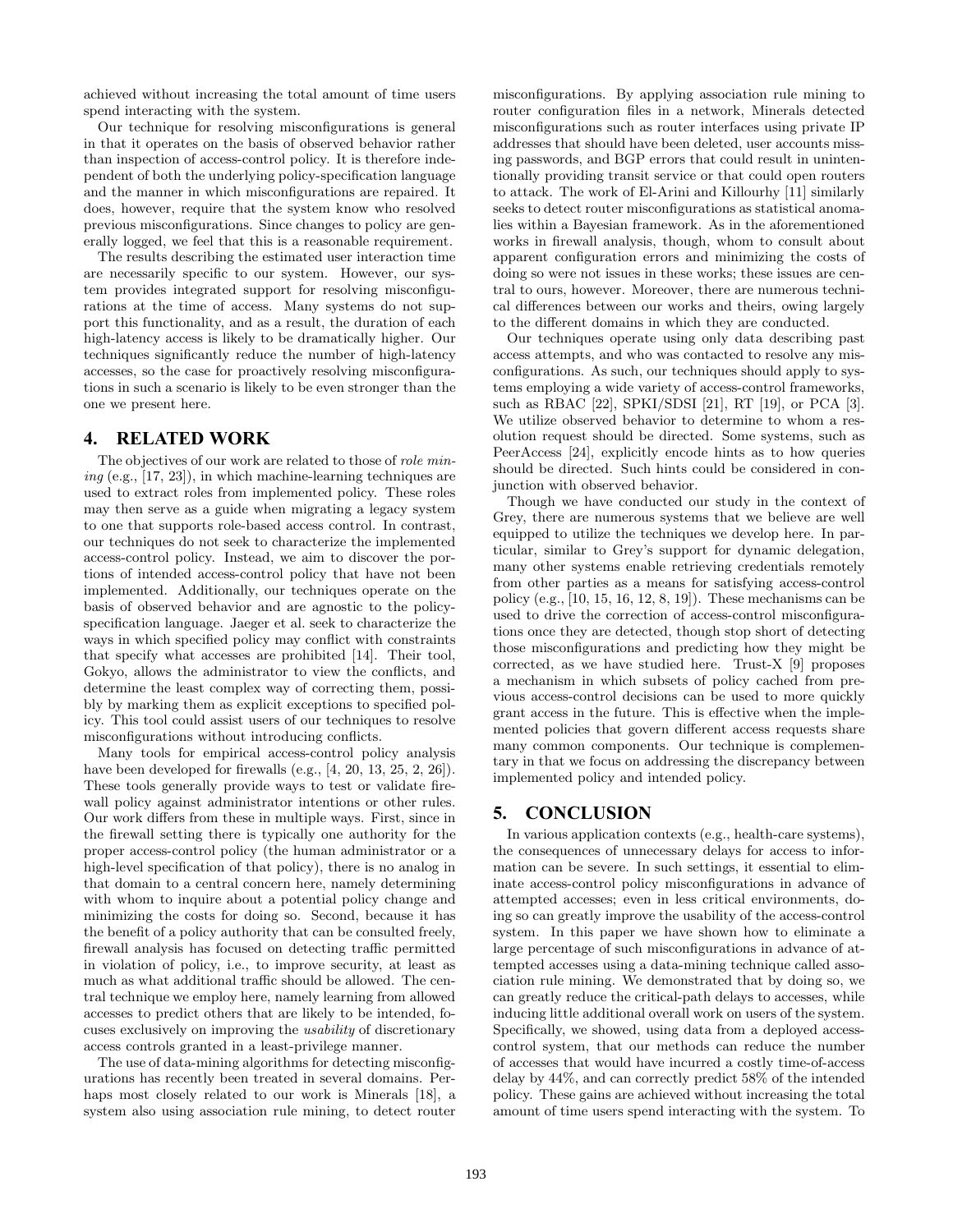achieved without increasing the total amount of time users spend interacting with the system.

Our technique for resolving misconfigurations is general in that it operates on the basis of observed behavior rather than inspection of access-control policy. It is therefore independent of both the underlying policy-specification language and the manner in which misconfigurations are repaired. It does, however, require that the system know who resolved previous misconfigurations. Since changes to policy are generally logged, we feel that this is a reasonable requirement.

The results describing the estimated user interaction time are necessarily specific to our system. However, our system provides integrated support for resolving misconfigurations at the time of access. Many systems do not support this functionality, and as a result, the duration of each high-latency access is likely to be dramatically higher. Our techniques significantly reduce the number of high-latency accesses, so the case for proactively resolving misconfigurations in such a scenario is likely to be even stronger than the one we present here.

## 4. RELATED WORK

The objectives of our work are related to those of *role mining* (e.g., [17, 23]), in which machine-learning techniques are used to extract roles from implemented policy. These roles may then serve as a guide when migrating a legacy system to one that supports role-based access control. In contrast, our techniques do not seek to characterize the implemented access-control policy. Instead, we aim to discover the portions of intended access-control policy that have not been implemented. Additionally, our techniques operate on the basis of observed behavior and are agnostic to the policy-specification language. Jaeger et al. seek to characterize the ways in which specified policy may conflict with constraints that specify what accesses are prohibited [14]. Their tool, Gokyo, allows the administrator to view the conflicts, and determine the least complex way of correcting them, possibly by marking them as explicit exceptions to specified policy. This tool could assist users of our techniques to resolve misconfigurations without introducing conflicts.

Many tools for empirical access-control policy analysis have been developed for firewalls (e.g., [4, 20, 13, 25, 2, 26]). These tools generally provide ways to test or validate firewall policy against administrator intentions or other rules. Our work differs from these in multiple ways. First, since in the firewall setting there is typically one authority for the proper access-control policy (the human administrator or a high-level specification of that policy), there is no analog in that domain to a central concern here, namely determining with whom to inquire about a potential policy change and minimizing the costs for doing so. Second, because it has the benefit of a policy authority that can be consulted freely, firewall analysis has focused on detecting traffic permitted in violation of policy, i.e., to improve security, at least as much as what additional traffic should be allowed. The central technique we employ here, namely learning from allowed accesses to predict others that are likely to be intended, focuses exclusively on improving the *usability* of discretionary access controls granted in a least-privilege manner.

The use of data-mining algorithms for detecting misconfigurations has recently been treated in several domains. Perhaps most closely related to our work is Minerals [18], a system also using association rule mining, to detect router misconfigurations. By applying association rule mining to router configuration files in a network, Minerals detected misconfigurations such as router interfaces using private IP addresses that should have been deleted, user accounts missing passwords, and BGP errors that could result in unintentionally providing transit service or that could open routers to attack. The work of El-Arini and Killourhy [11] similarly seeks to detect router misconfigurations as statistical anomalies within a Bayesian framework. As in the aforementioned works in firewall analysis, though, whom to consult about apparent configuration errors and minimizing the costs of doing so were not issues in these works; these issues are central to ours, however. Moreover, there are numerous technical differences between our works and theirs, owing largely to the different domains in which they are conducted.

Our techniques operate using only data describing past access attempts, and who was contacted to resolve any misconfigurations. As such, our techniques should apply to systems employing a wide variety of access-control frameworks, such as RBAC [22], SPKI/SDSI [21], RT [19], or PCA [3]. We utilize observed behavior to determine to whom a resolution request should be directed. Some systems, such as PeerAccess [24], explicitly encode hints as to how queries should be directed. Such hints could be considered in conjunction with observed behavior.

Though we have conducted our study in the context of Grey, there are numerous systems that we believe are well equipped to utilize the techniques we develop here. In particular, similar to Grey's support for dynamic delegation, many other systems enable retrieving credentials remotely from other parties as a means for satisfying access-control policy (e.g., [10, 15, 16, 12, 8, 19]). These mechanisms can be used to drive the correction of access-control misconfigurations once they are detected, though stop short of detecting those misconfigurations and predicting how they might be corrected, as we have studied here. Trust-X [9] proposes a mechanism in which subsets of policy cached from previous access-control decisions can be used to more quickly grant access in the future. This is effective when the implemented policies that govern different access requests share many common components. Our technique is complementary in that we focus on addressing the discrepancy between implemented policy and intended policy.

## 5. CONCLUSION

In various application contexts (e.g., health-care systems), the consequences of unnecessary delays for access to information can be severe. In such settings, it essential to eliminate access-control policy misconfigurations in advance of attempted accesses; even in less critical environments, doing so can greatly improve the usability of the access-control system. In this paper we have shown how to eliminate a large percentage of such misconfigurations in advance of attempted accesses using a data-mining technique called association rule mining. We demonstrated that by doing so, we can greatly reduce the critical-path delays to accesses, while inducing little additional overall work on users of the system. Specifically, we showed, using data from a deployed access-control system, that our methods can reduce the number of accesses that would have incurred a costly time-of-access delay by 44%, and can correctly predict 58% of the intended policy. These gains are achieved without increasing the total amount of time users spend interacting with the system. To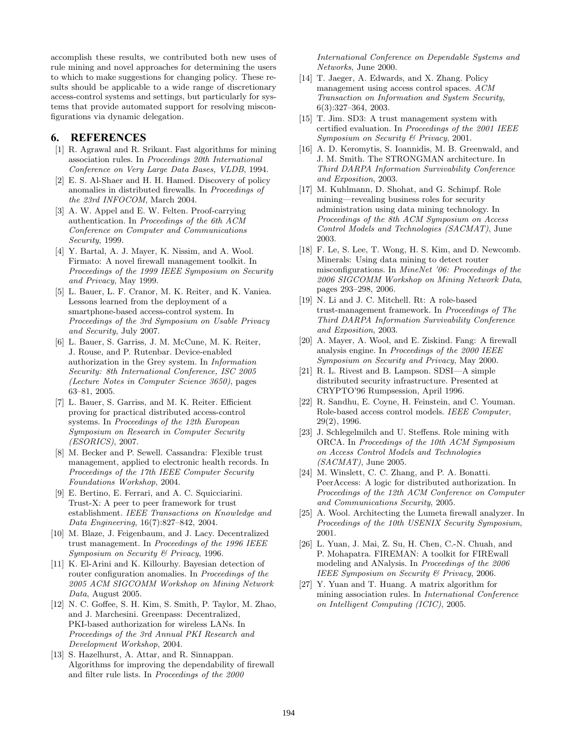accomplish these results, we contributed both new uses of rule mining and novel approaches for determining the users to which to make suggestions for changing policy. These results should be applicable to a wide range of discretionary access-control systems and settings, but particularly for systems that provide automated support for resolving misconfigurations via dynamic delegation.

## 6. REFERENCES

[1] R. Agrawal and R. Srikant. Fast algorithms for mining association rules. In *Proceedings 20th International Conference on Very Large Data Bases, VLDB*, 1994.

[2] E. S. Al-Shaer and H. H. Hamed. Discovery of policy anomalies in distributed firewalls. In *Proceedings of the 23rd INFOCOM*, March 2004.

[3] A. W. Appel and E. W. Felten. Proof-carrying authentication. In *Proceedings of the 6th ACM Conference on Computer and Communications Security*, 1999.

[4] Y. Bartal, A. J. Mayer, K. Nissim, and A. Wool. Firmato: A novel firewall management toolkit. In *Proceedings of the 1999 IEEE Symposium on Security and Privacy*, May 1999.

[5] L. Bauer, L. F. Cranor, M. K. Reiter, and K. Vaniea. Lessons learned from the deployment of a smartphone-based access-control system. In *Proceedings of the 3rd Symposium on Usable Privacy and Security*, July 2007.

[6] L. Bauer, S. Garriss, J. M. McCune, M. K. Reiter, J. Rouse, and P. Rutenbar. Device-enabled authorization in the Grey system. In *Information Security: 8th International Conference, ISC 2005 (Lecture Notes in Computer Science 3650)*, pages 63–81, 2005.

[7] L. Bauer, S. Garriss, and M. K. Reiter. Efficient proving for practical distributed access-control systems. In *Proceedings of the 12th European Symposium on Research in Computer Security (ESORICS)*, 2007.

[8] M. Becker and P. Sewell. Cassandra: Flexible trust management, applied to electronic health records. In *Proceedings of the 17th IEEE Computer Security Foundations Workshop*, 2004.

[9] E. Bertino, E. Ferrari, and A. C. Squicciarini. Trust-X: A peer to peer framework for trust establishment. *IEEE Transactions on Knowledge and Data Engineering*, 16(7):827–842, 2004.

[10] M. Blaze, J. Feigenbaum, and J. Lacy. Decentralized trust management. In *Proceedings of the 1996 IEEE Symposium on Security & Privacy*, 1996.

[11] K. El-Arini and K. Killourhy. Bayesian detection of router configuration anomalies. In *Proceedings of the 2005 ACM SIGCOMM Workshop on Mining Network Data*, August 2005.

[12] N. C. Goffee, S. H. Kim, S. Smith, P. Taylor, M. Zhao, and J. Marchesini. Greenpass: Decentralized, PKI-based authorization for wireless LANs. In *Proceedings of the 3rd Annual PKI Research and Development Workshop*, 2004.

[13] S. Hazelhurst, A. Attar, and R. Sinnappan. Algorithms for improving the dependability of firewall and filter rule lists. In *Proceedings of the 2000 International Conference on Dependable Systems and Networks*, June 2000.

[14] T. Jaeger, A. Edwards, and X. Zhang. Policy management using access control spaces. *ACM Transaction on Information and System Security*, 6(3):327–364, 2003.

[15] T. Jim. SD3: A trust management system with certified evaluation. In *Proceedings of the 2001 IEEE Symposium on Security & Privacy*, 2001.

[16] A. D. Keromytis, S. Ioannidis, M. B. Greenwald, and J. M. Smith. The STRONGMAN architecture. In *Third DARPA Information Survivability Conference and Exposition*, 2003.

[17] M. Kuhlmann, D. Shohat, and G. Schimpf. Role mining—revealing business roles for security administration using data mining technology. In *Proceedings of the 8th ACM Symposium on Access Control Models and Technologies (SACMAT)*, June 2003.

[18] F. Le, S. Lee, T. Wong, H. S. Kim, and D. Newcomb. Minerals: Using data mining to detect router misconfigurations. In *MineNet '06: Proceedings of the 2006 SIGCOMM Workshop on Mining Network Data*, pages 293–298, 2006.

[19] N. Li and J. C. Mitchell. Rt: A role-based trust-management framework. In *Proceedings of The Third DARPA Information Survivability Conference and Exposition*, 2003.

[20] A. Mayer, A. Wool, and E. Ziskind. Fang: A firewall analysis engine. In *Proceedings of the 2000 IEEE Symposium on Security and Privacy*, May 2000.

[21] R. L. Rivest and B. Lampson. SDSI—A simple distributed security infrastructure. Presented at CRYPTO'96 Rumpsession, April 1996.

[22] R. Sandhu, E. Coyne, H. Feinstein, and C. Youman. Role-based access control models. *IEEE Computer*, 29(2), 1996.

[23] J. Schlegelmilch and U. Steffens. Role mining with ORCA. In *Proceedings of the 10th ACM Symposium on Access Control Models and Technologies (SACMAT)*, June 2005.

[24] M. Winslett, C. C. Zhang, and P. A. Bonatti. PeerAccess: A logic for distributed authorization. In *Proceedings of the 12th ACM Conference on Computer and Communications Security*, 2005.

[25] A. Wool. Architecting the Lumeta firewall analyzer. In *Proceedings of the 10th USENIX Security Symposium*, 2001.

[26] L. Yuan, J. Mai, Z. Su, H. Chen, C.-N. Chuah, and P. Mohapatra. FIREMAN: A toolkit for FIREwall modeling and ANalysis. In *Proceedings of the 2006 IEEE Symposium on Security & Privacy*, 2006.

[27] Y. Yuan and T. Huang. A matrix algorithm for mining association rules. In *International Conference on Intelligent Computing (ICIC)*, 2005.